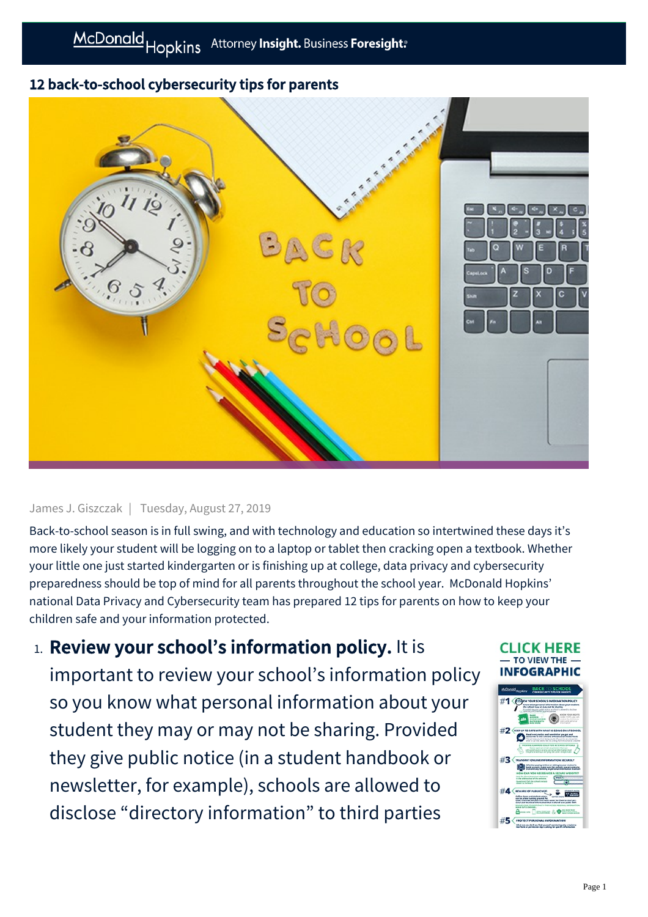# 12 back-to-school cybersecurity tips for parents

James J. Giszczak | Tuesday, August 27, 2019

Back-to-school season is in full swing, and with technology and education so intertwined these days it's more likely your student will be logging on to a laptop or tablet then cracking open a textbook. Whether your little one just started kindergarten or is finishing up at college, data privacy and cybersecurity preparedness should be top of mind for all parents throughout the school year. McDonald Hopkins' national Data Privacy and Cybersecurity team has prepared 12 tips for parents on how to keep your children safe and your information protected.

CLICK HERE — TO VIEW THE — INFOGRAPHIC

1. **Review your school's information policy.** It is important to review your school's information policy so you know what personal information about your student they may or may not be sharing. Provided they give public notice (in a student handbook or newsletter, for example), schools are allowed to disclose "directory information" to third parties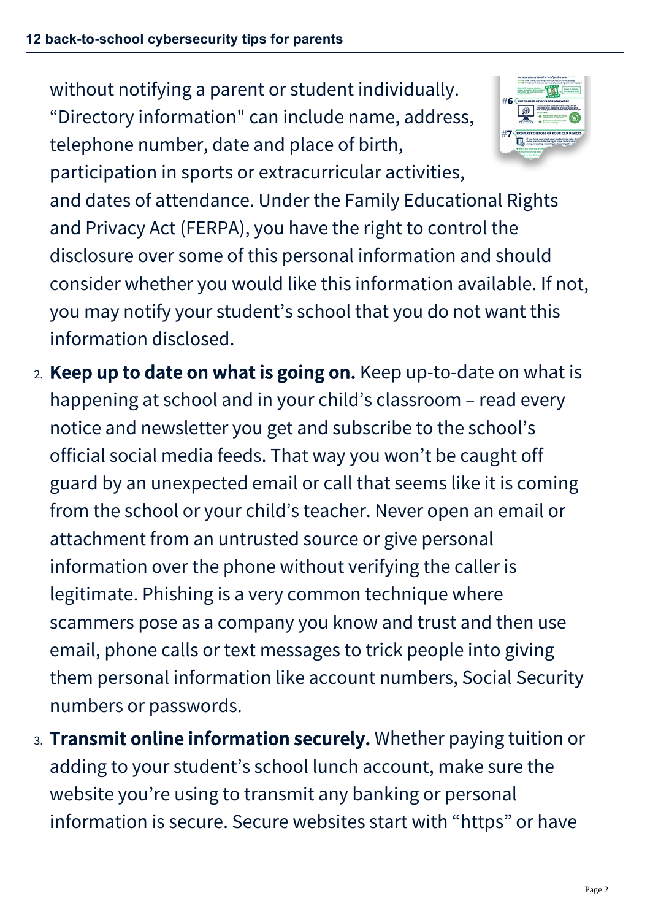without notifying a parent or student individually. “Directory information" can include name, address, telephone number, date and place of birth, participation in sports or extracurricular activities, and dates of attendance. Under the Family Educational Rights and Privacy Act (FERPA), you have the right to control the disclosure over some of this personal information and should consider whether you would like this information available. If not, you may notify your student’s school that you do not want this information disclosed.

2. **Keep up to date on what is going on.** Keep up-to-date on what is happening at school and in your child’s classroom – read every notice and newsletter you get and subscribe to the school’s official social media feeds. That way you won’t be caught off guard by an unexpected email or call that seems like it is coming from the school or your child’s teacher. Never open an email or attachment from an untrusted source or give personal information over the phone without verifying the caller is legitimate. Phishing is a very common technique where scammers pose as a company you know and trust and then use email, phone calls or text messages to trick people into giving them personal information like account numbers, Social Security numbers or passwords.
3. **Transmit online information securely.** Whether paying tuition or adding to your student’s school lunch account, make sure the website you’re using to transmit any banking or personal information is secure. Secure websites start with “https” or have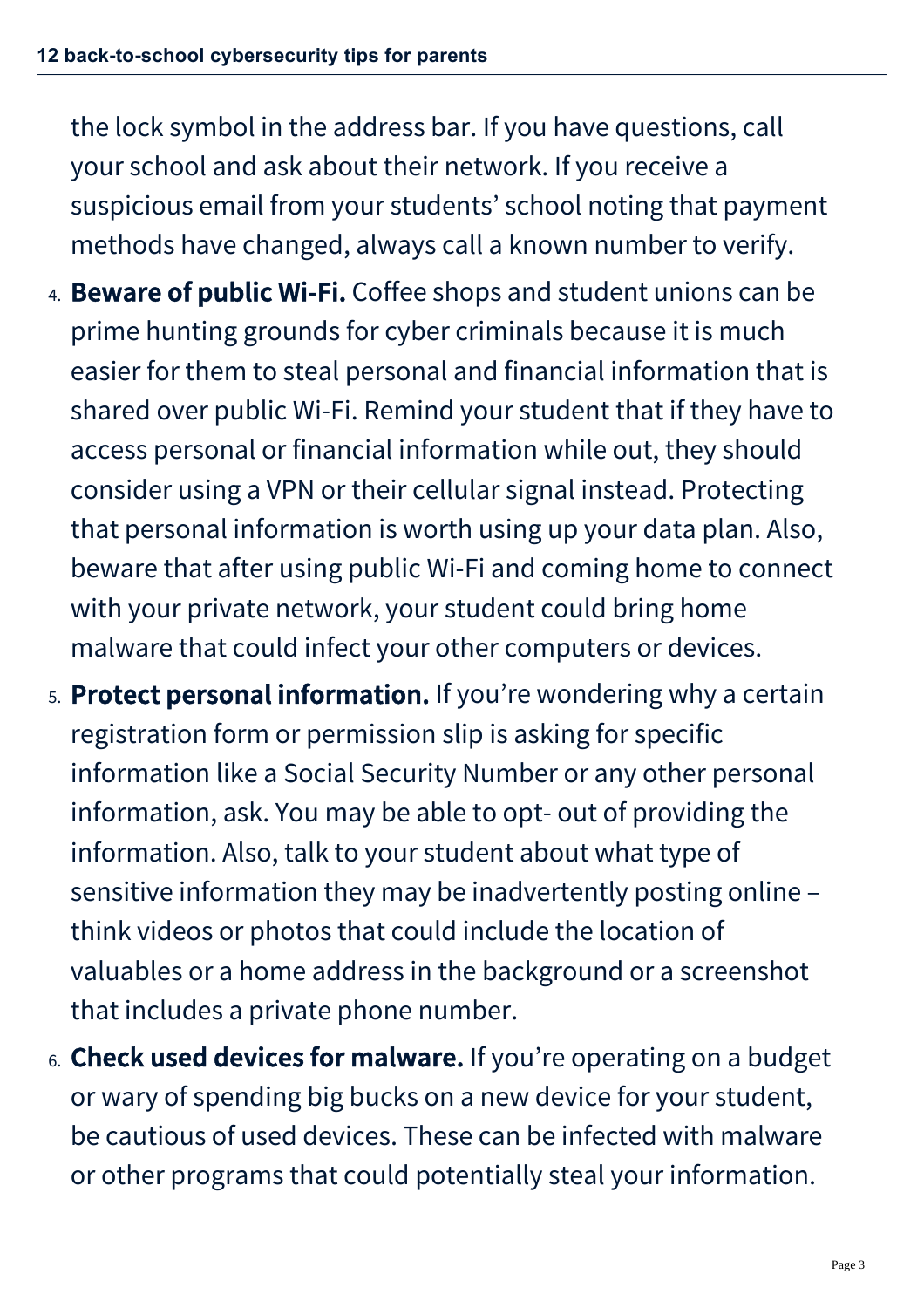the lock symbol in the address bar. If you have questions, call your school and ask about their network. If you receive a suspicious email from your students' school noting that payment methods have changed, always call a known number to verify.

4. **Beware of public Wi-Fi.** Coffee shops and student unions can be prime hunting grounds for cyber criminals because it is much easier for them to steal personal and financial information that is shared over public Wi-Fi. Remind your student that if they have to access personal or financial information while out, they should consider using a VPN or their cellular signal instead. Protecting that personal information is worth using up your data plan. Also, beware that after using public Wi-Fi and coming home to connect with your private network, your student could bring home malware that could infect your other computers or devices.
5. **Protect personal information.** If you're wondering why a certain registration form or permission slip is asking for specific information like a Social Security Number or any other personal information, ask. You may be able to opt- out of providing the information. Also, talk to your student about what type of sensitive information they may be inadvertently posting online – think videos or photos that could include the location of valuables or a home address in the background or a screenshot that includes a private phone number.
6. **Check used devices for malware.** If you're operating on a budget or wary of spending big bucks on a new device for your student, be cautious of used devices. These can be infected with malware or other programs that could potentially steal your information.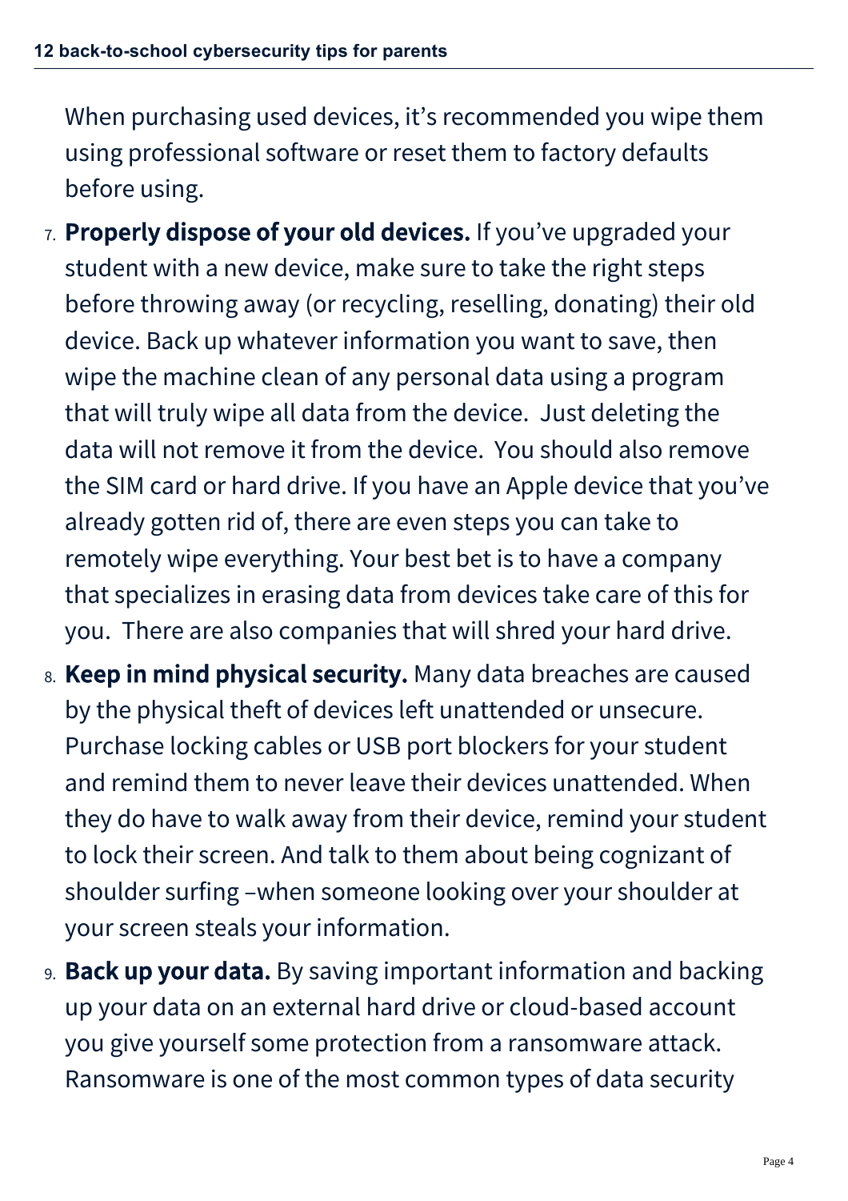When purchasing used devices, it's recommended you wipe them using professional software or reset them to factory defaults before using.

7. **Properly dispose of your old devices.** If you've upgraded your student with a new device, make sure to take the right steps before throwing away (or recycling, reselling, donating) their old device. Back up whatever information you want to save, then wipe the machine clean of any personal data using a program that will truly wipe all data from the device. Just deleting the data will not remove it from the device. You should also remove the SIM card or hard drive. If you have an Apple device that you've already gotten rid of, there are even steps you can take to remotely wipe everything. Your best bet is to have a company that specializes in erasing data from devices take care of this for you. There are also companies that will shred your hard drive.
8. **Keep in mind physical security.** Many data breaches are caused by the physical theft of devices left unattended or unsecure. Purchase locking cables or USB port blockers for your student and remind them to never leave their devices unattended. When they do have to walk away from their device, remind your student to lock their screen. And talk to them about being cognizant of shoulder surfing –when someone looking over your shoulder at your screen steals your information.
9. **Back up your data.** By saving important information and backing up your data on an external hard drive or cloud-based account you give yourself some protection from a ransomware attack. Ransomware is one of the most common types of data security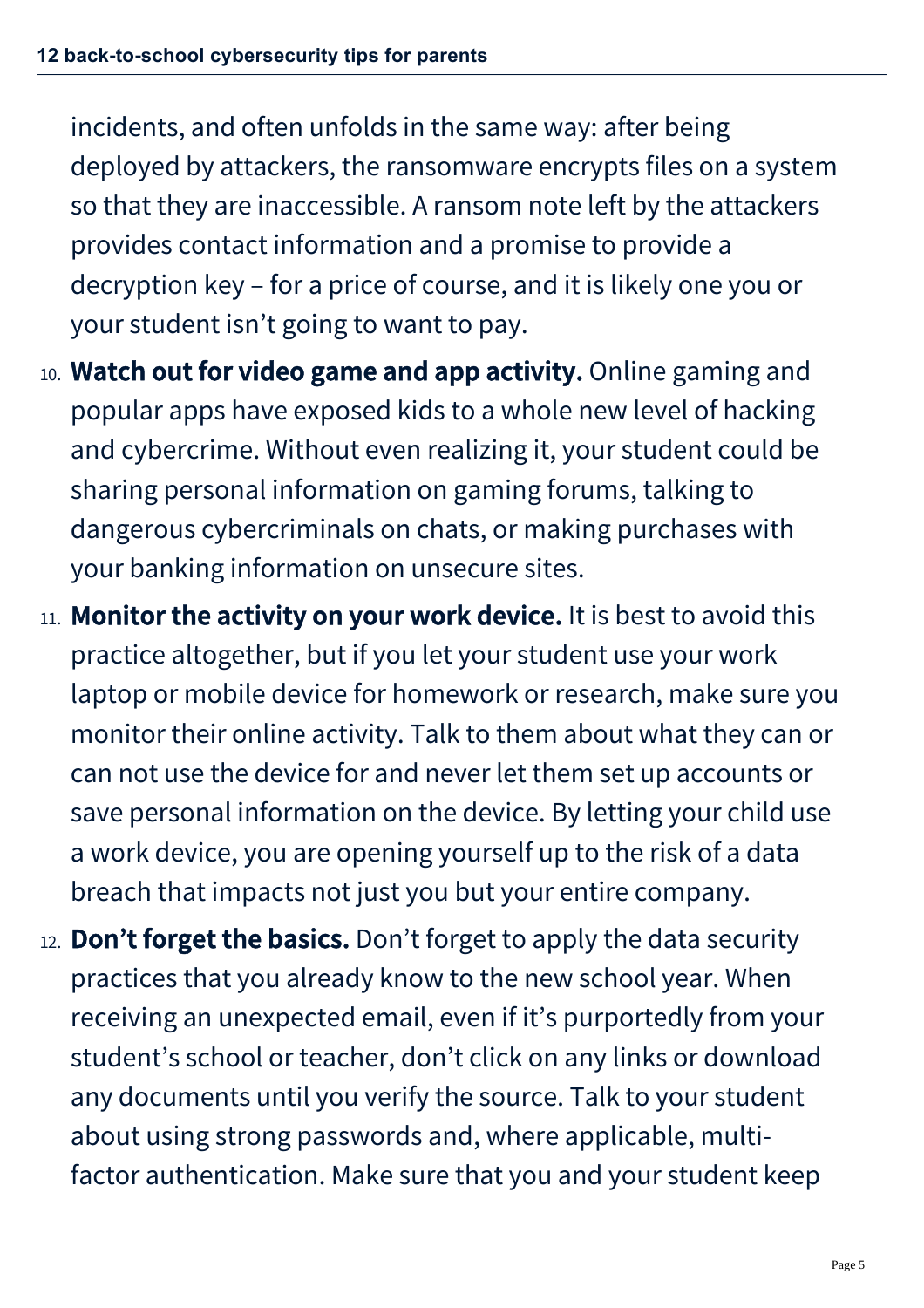incidents, and often unfolds in the same way: after being deployed by attackers, the ransomware encrypts files on a system so that they are inaccessible. A ransom note left by the attackers provides contact information and a promise to provide a decryption key – for a price of course, and it is likely one you or your student isn't going to want to pay.

10. **Watch out for video game and app activity.** Online gaming and popular apps have exposed kids to a whole new level of hacking and cybercrime. Without even realizing it, your student could be sharing personal information on gaming forums, talking to dangerous cybercriminals on chats, or making purchases with your banking information on unsecure sites.
11. **Monitor the activity on your work device.** It is best to avoid this practice altogether, but if you let your student use your work laptop or mobile device for homework or research, make sure you monitor their online activity. Talk to them about what they can or can not use the device for and never let them set up accounts or save personal information on the device. By letting your child use a work device, you are opening yourself up to the risk of a data breach that impacts not just you but your entire company.
12. **Don't forget the basics.** Don't forget to apply the data security practices that you already know to the new school year. When receiving an unexpected email, even if it's purportedly from your student's school or teacher, don't click on any links or download any documents until you verify the source. Talk to your student about using strong passwords and, where applicable, multi-factor authentication. Make sure that you and your student keep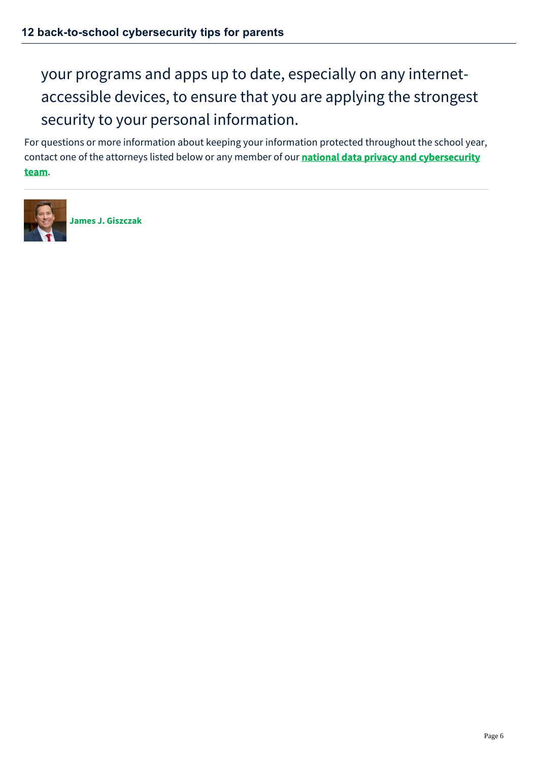your programs and apps up to date, especially on any internet-accessible devices, to ensure that you are applying the strongest security to your personal information.

For questions or more information about keeping your information protected throughout the school year, contact one of the attorneys listed below or any member of our **national data privacy and cybersecurity team**.

---

**James J. Giszczak**